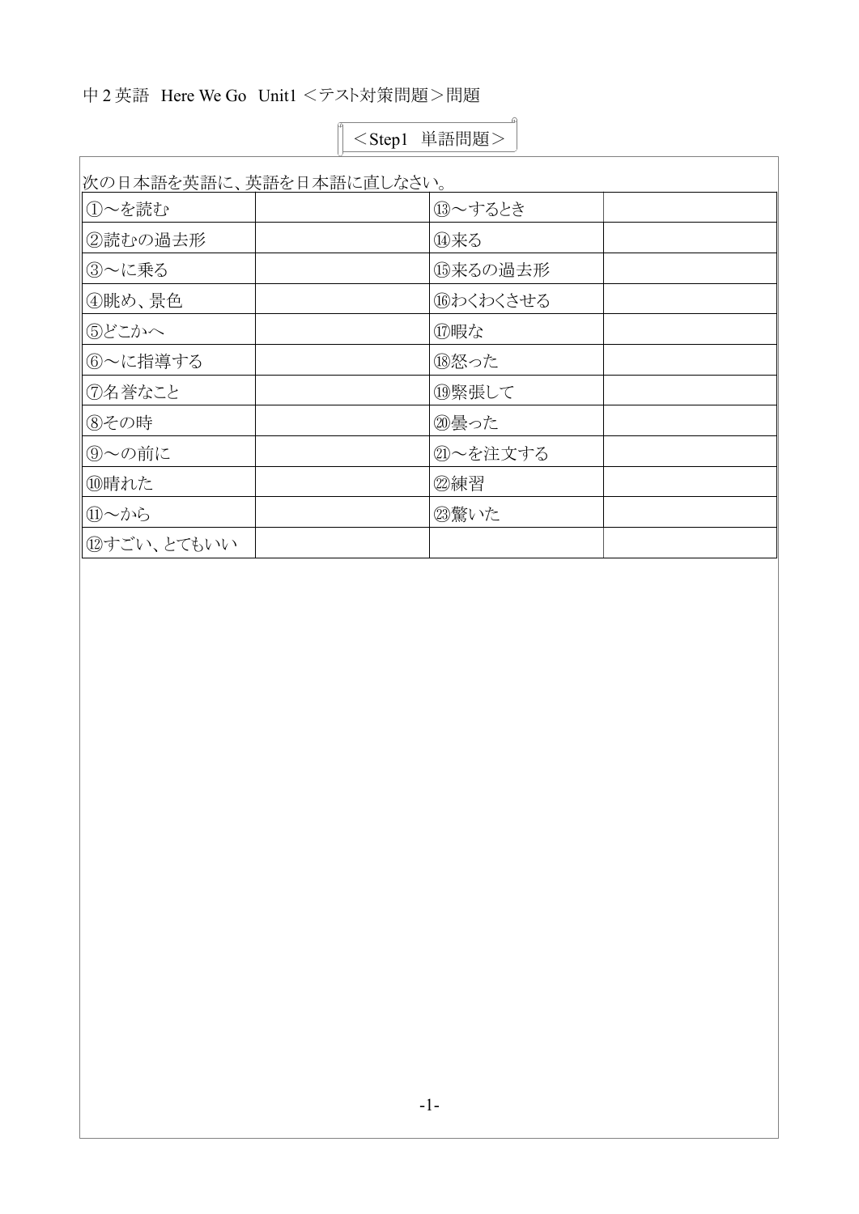中２英語　Here We Go　Unit1 ＜テスト対策問題＞問題

## ＜Step1　単語問題＞

次の日本語を英語に、英語を日本語に直しなさい。

| | | | |
|---|---|---|---|
| ①～を読む | | ⑬～するとき | |
| ②読むの過去形 | | ⑭来る | |
| ③～に乗る | | ⑮来るの過去形 | |
| ④眺め、景色 | | ⑯わくわくさせる | |
| ⑤どこかへ | | ⑰暇な | |
| ⑥～に指導する | | ⑱怒った | |
| ⑦名誉なこと | | ⑲緊張して | |
| ⑧その時 | | ⑳曇った | |
| ⑨～の前に | | ㉑～を注文する | |
| ⑩晴れた | | ㉒練習 | |
| ⑪～から | | ㉓驚いた | |
| ⑫すごい、とてもいい | | | |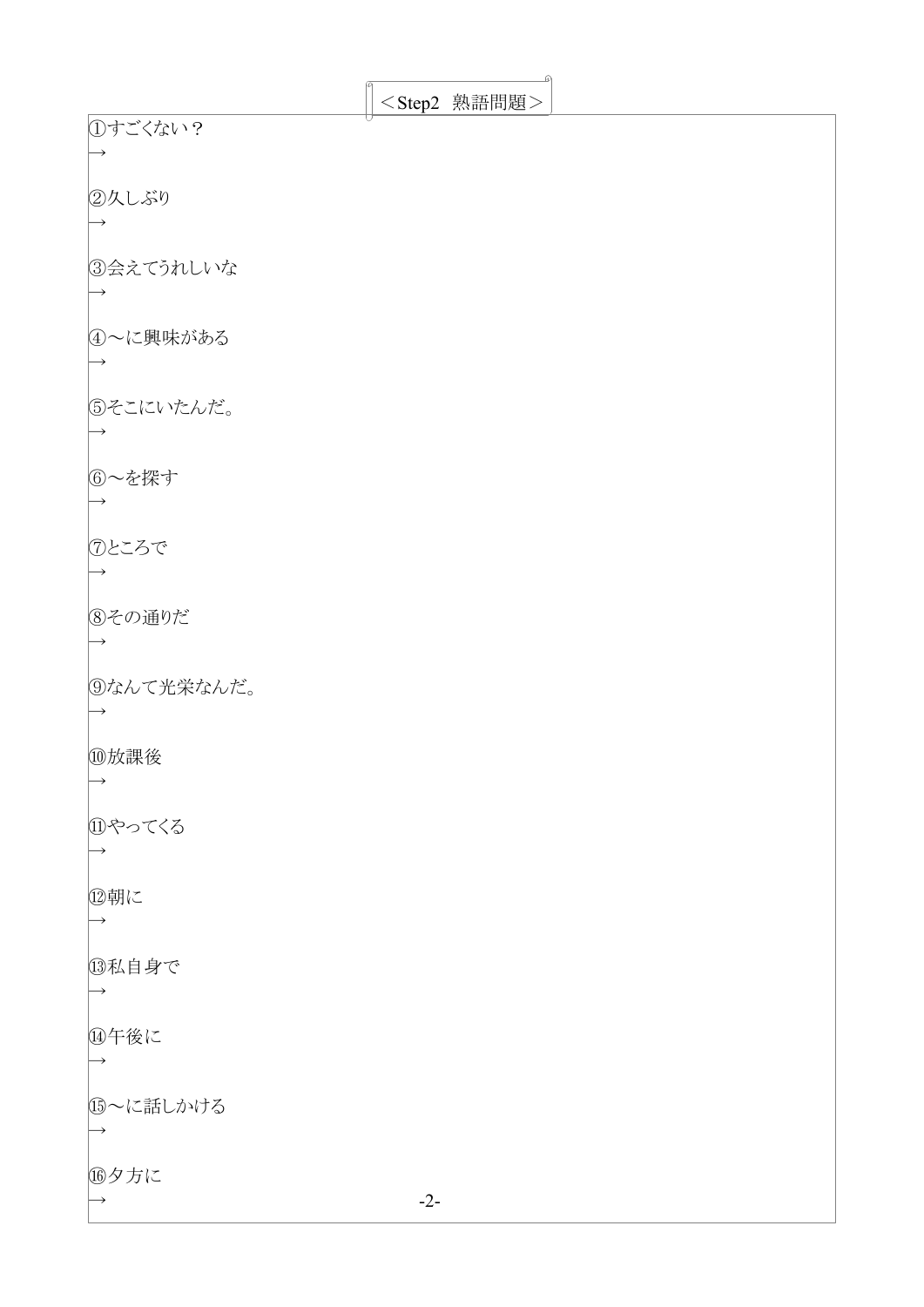## ＜Step2　熟語問題＞

①すごくない？
→

②久しぶり
→

③会えてうれしいな
→

④～に興味がある
→

⑤そこにいたんだ。
→

⑥～を探す
→

⑦ところで
→

⑧その通りだ
→

⑨なんて光栄なんだ。
→

⑩放課後
→

⑪やってくる
→

⑫朝に
→

⑬私自身で
→

⑭午後に
→

⑮～に話しかける
→

⑯夕方に
→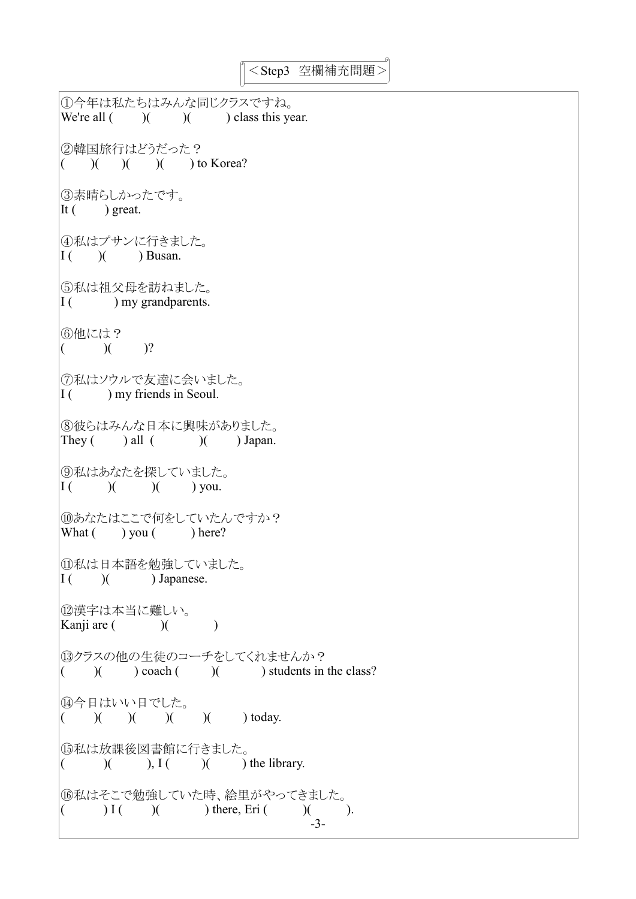# ＜Step3 空欄補充問題＞

①今年は私たちはみんな同じクラスですね。
We're all (　　)(　　)(　　) class this year.

②韓国旅行はどうだった？
(　　)(　　)(　　)(　　) to Korea?

③素晴らしかったです。
It (　　) great.

④私はプサンに行きました。
I (　　)(　　) Busan.

⑤私は祖父母を訪ねました。
I (　　) my grandparents.

⑥他には？
(　　)(　　)?

⑦私はソウルで友達に会いました。
I (　　) my friends in Seoul.

⑧彼らはみんな日本に興味がありました。
They (　　) all (　　)(　　) Japan.

⑨私はあなたを探していました。
I (　　)(　　)(　　) you.

⑩あなたはここで何をしていたんですか？
What (　　) you (　　) here?

⑪私は日本語を勉強していました。
I (　　)(　　) Japanese.

⑫漢字は本当に難しい。
Kanji are (　　)(　　)

⑬クラスの他の生徒のコーチをしてくれませんか？
(　　)(　　) coach (　　)(　　) students in the class?

⑭今日はいい日でした。
(　　)(　　)(　　)(　　)(　　)(　　) today.

⑮私は放課後図書館に行きました。
(　　)(　　), I (　　)(　　) the library.

⑯私はそこで勉強していた時、絵里がやってきました。
(　　) I (　　)(　　) there, Eri (　　)(　　).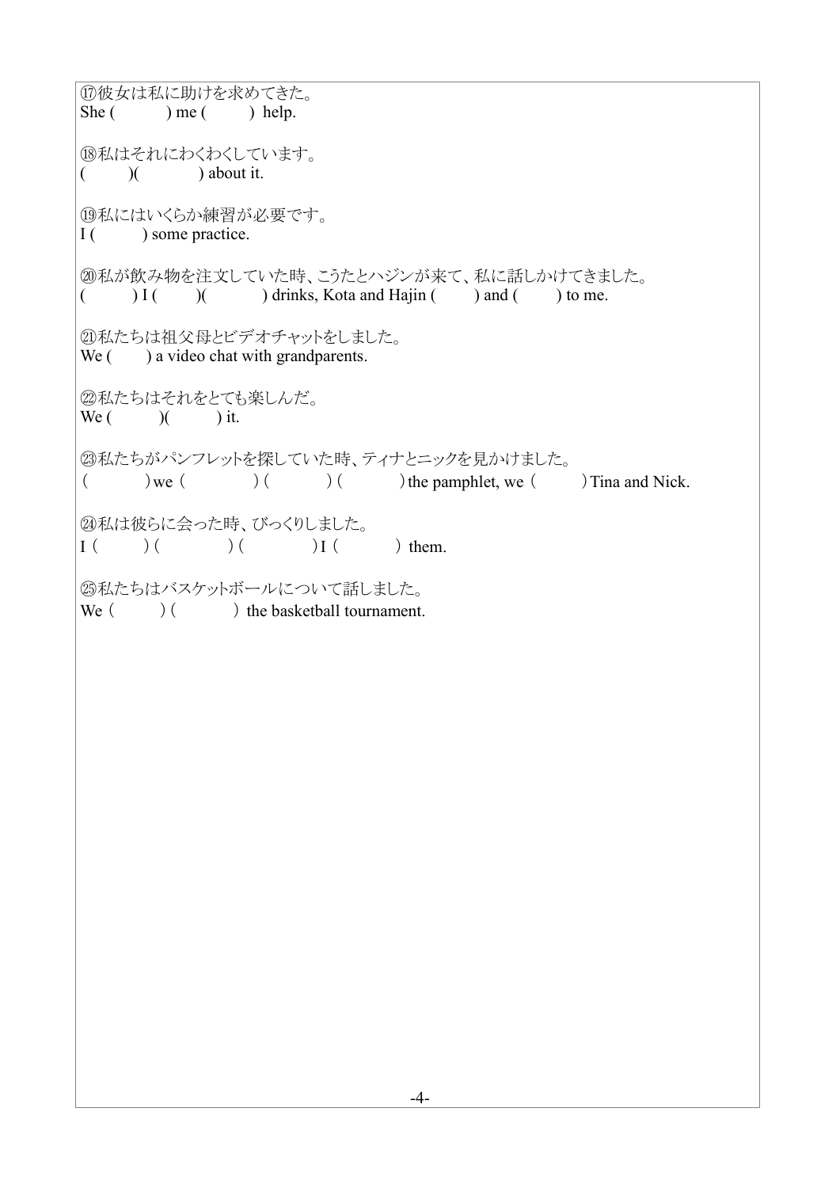⑰彼女は私に助けを求めてきた。
She (　　　) me (　　　) help.

⑱私はそれにわくわくしています。
(　　　)(　　　) about it.

⑲私にはいくらか練習が必要です。
I (　　　) some practice.

⑳私が飲み物を注文していた時、こうたとハジンが来て、私に話しかけてきました。
(　　　) I (　　　)(　　　) drinks, Kota and Hajin (　　　) and (　　　) to me.

㉑私たちは祖父母とビデオチャットをしました。
We (　　　) a video chat with grandparents.

㉒私たちはそれをとても楽しんだ。
We (　　　)(　　　) it.

㉓私たちがパンフレットを探していた時、ティナとニックを見かけました。
(　　　) we (　　　) (　　　) (　　　) the pamphlet, we (　　　) Tina and Nick.

㉔私は彼らに会った時、びっくりしました。
I (　　　) (　　　) (　　　) I (　　　) them.

㉕私たちはバスケットボールについて話しました。
We (　　　) (　　　) the basketball tournament.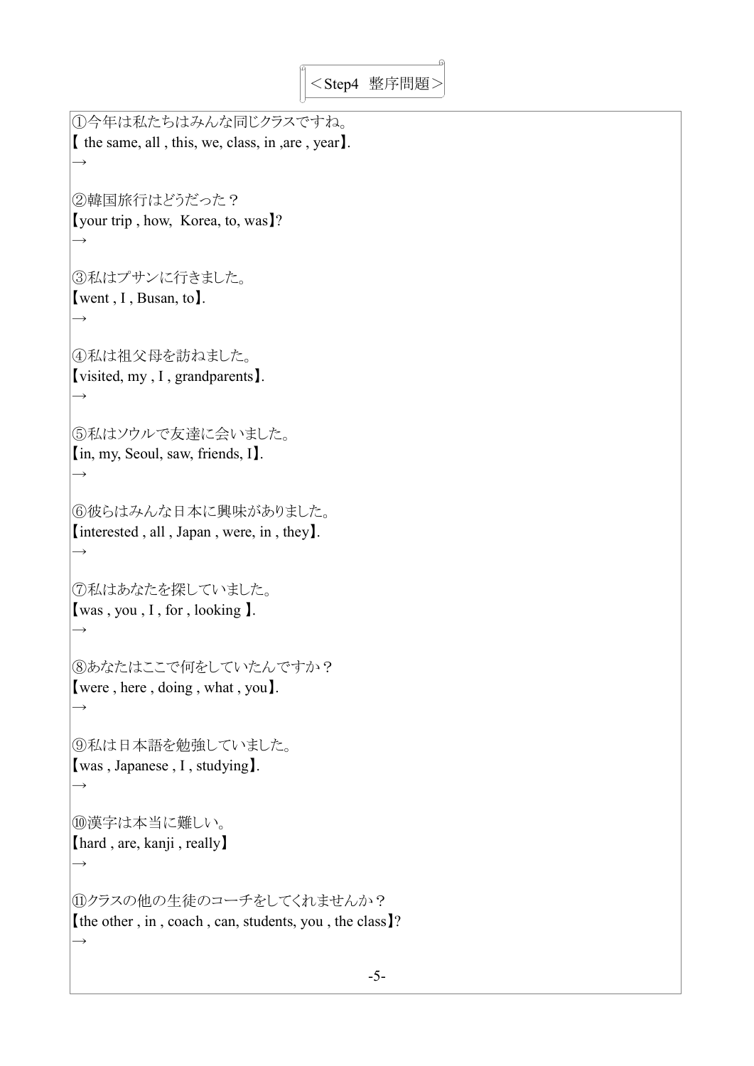## ＜Step4 整序問題＞

①今年は私たちはみんな同じクラスですね。
【 the same, all , this, we, class, in ,are , year】.
→

②韓国旅行はどうだった？
【your trip , how,  Korea, to, was】?
→

③私はプサンに行きました。
【went , I , Busan, to】.
→

④私は祖父母を訪ねました。
【visited, my , I , grandparents】.
→

⑤私はソウルで友達に会いました。
【in, my, Seoul, saw, friends, I】.
→

⑥彼らはみんな日本に興味がありました。
【interested , all , Japan , were, in , they】.
→

⑦私はあなたを探していました。
【was , you , I , for , looking 】.
→

⑧あなたはここで何をしていたんですか？
【were , here , doing , what , you】.
→

⑨私は日本語を勉強していました。
【was , Japanese , I , studying】.
→

⑩漢字は本当に難しい。
【hard , are, kanji , really】
→

⑪クラスの他の生徒のコーチをしてくれませんか？
【the other , in , coach , can, students, you , the class】?
→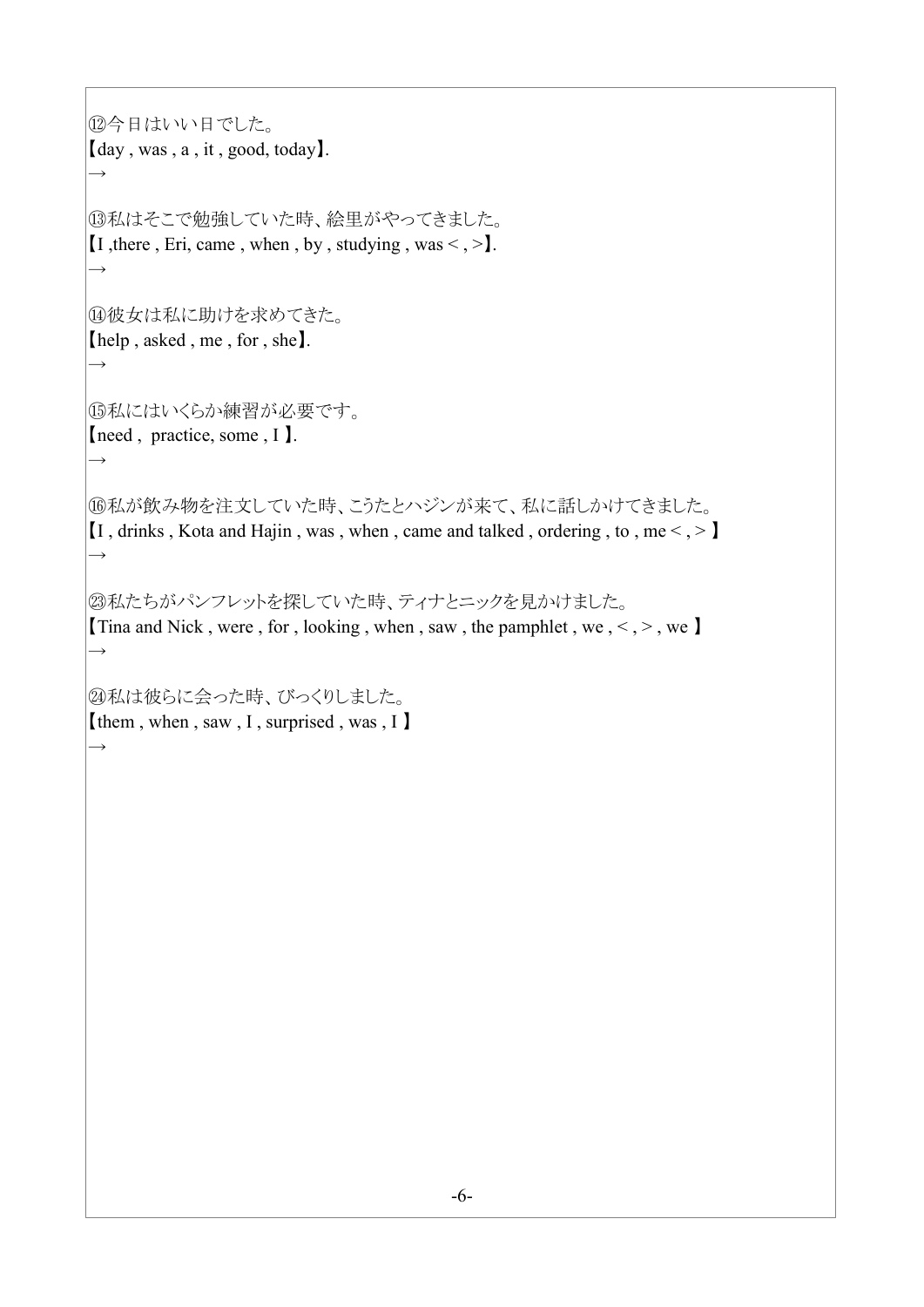⑫今日はいい日でした。
【day , was , a , it , good, today】.
→

⑬私はそこで勉強していた時、絵里がやってきました。
【I ,there , Eri, came , when , by , studying , was < , >】.
→

⑭彼女は私に助けを求めてきた。
【help , asked , me , for , she】.
→

⑮私にはいくらか練習が必要です。
【need ,  practice, some , I 】.
→

⑯私が飲み物を注文していた時、こうたとハジンが来て、私に話しかけてきました。
【I , drinks , Kota and Hajin , was , when , came and talked , ordering , to , me < , > 】
→

㉓私たちがパンフレットを探していた時、ティナとニックを見かけました。
【Tina and Nick , were , for , looking , when , saw , the pamphlet , we , < , > , we 】
→

㉔私は彼らに会った時、びっくりしました。
【them , when , saw , I , surprised , was , I 】
→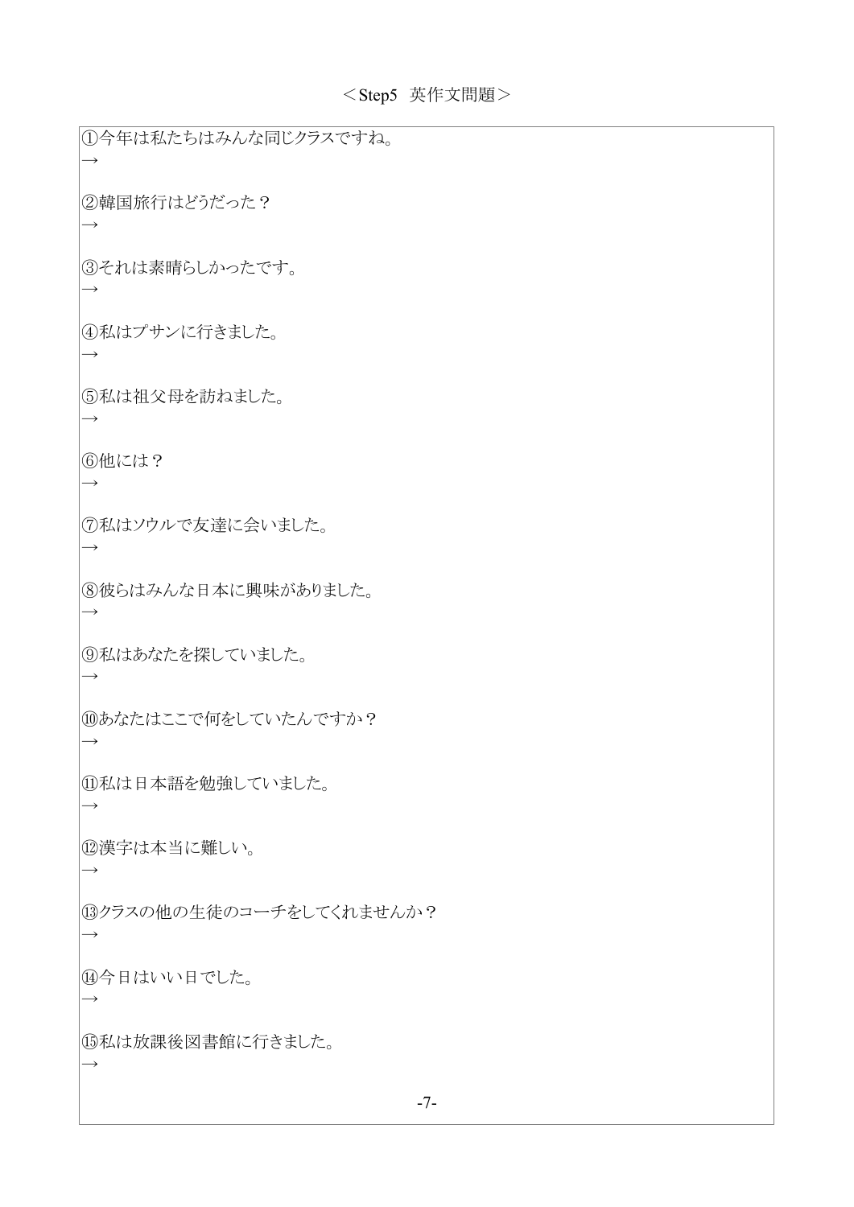# ＜Step5 英作文問題＞

①今年は私たちはみんな同じクラスですね。
→

②韓国旅行はどうだった？
→

③それは素晴らしかったです。
→

④私はプサンに行きました。
→

⑤私は祖父母を訪ねました。
→

⑥他には？
→

⑦私はソウルで友達に会いました。
→

⑧彼らはみんな日本に興味がありました。
→

⑨私はあなたを探していました。
→

⑩あなたはここで何をしていたんですか？
→

⑪私は日本語を勉強していました。
→

⑫漢字は本当に難しい。
→

⑬クラスの他の生徒のコーチをしてくれませんか？
→

⑭今日はいい日でした。
→

⑮私は放課後図書館に行きました。
→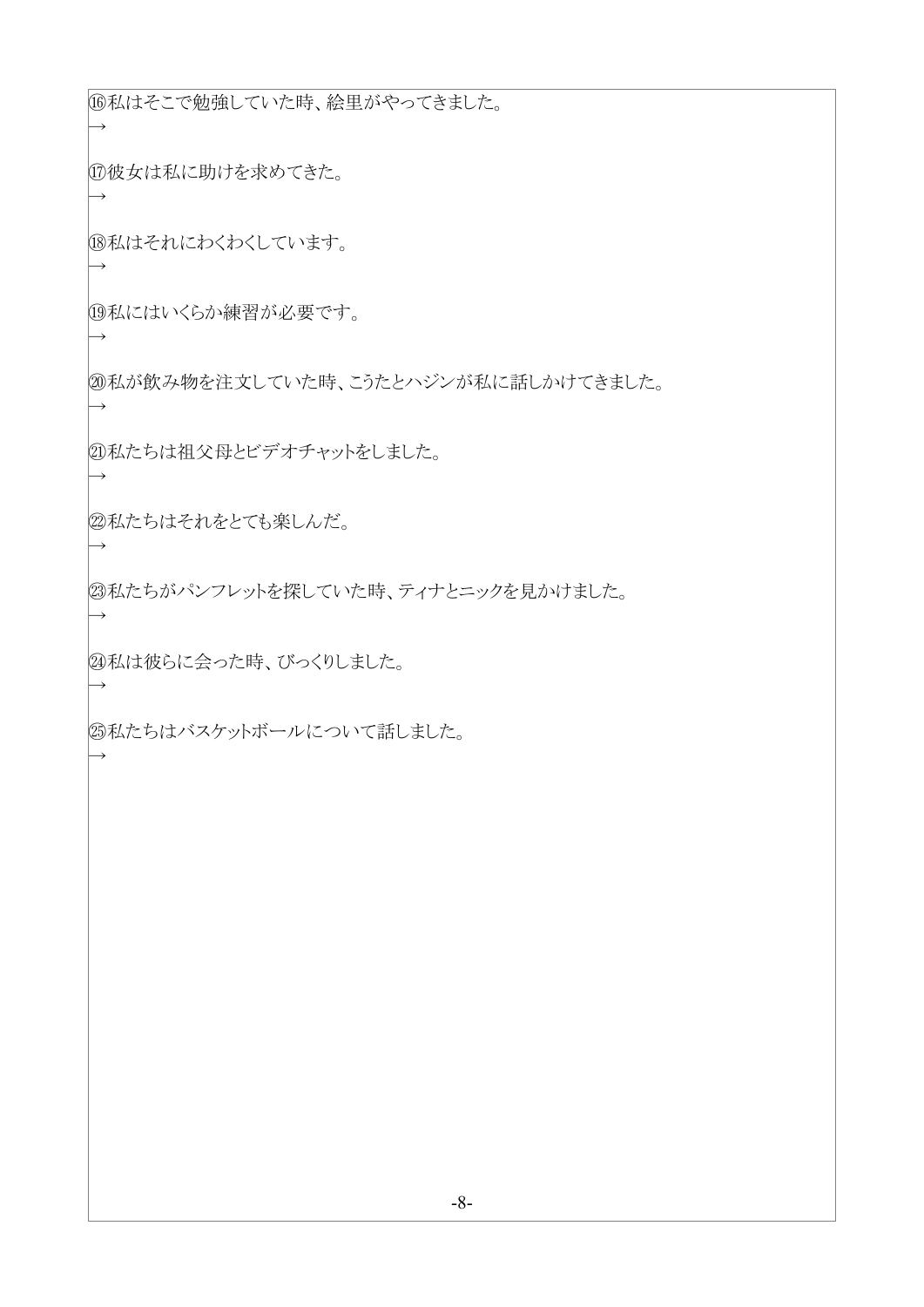⑯私はそこで勉強していた時、絵里がやってきました。

→

⑰彼女は私に助けを求めてきた。

→

⑱私はそれにわくわくしています。

→

⑲私にはいくらか練習が必要です。

→

⑳私が飲み物を注文していた時、こうたとハジンが私に話しかけてきました。

→

㉑私たちは祖父母とビデオチャットをしました。

→

㉒私たちはそれをとても楽しんだ。

→

㉓私たちがパンフレットを探していた時、ティナとニックを見かけました。

→

㉔私は彼らに会った時、びっくりしました。

→

㉕私たちはバスケットボールについて話しました。

→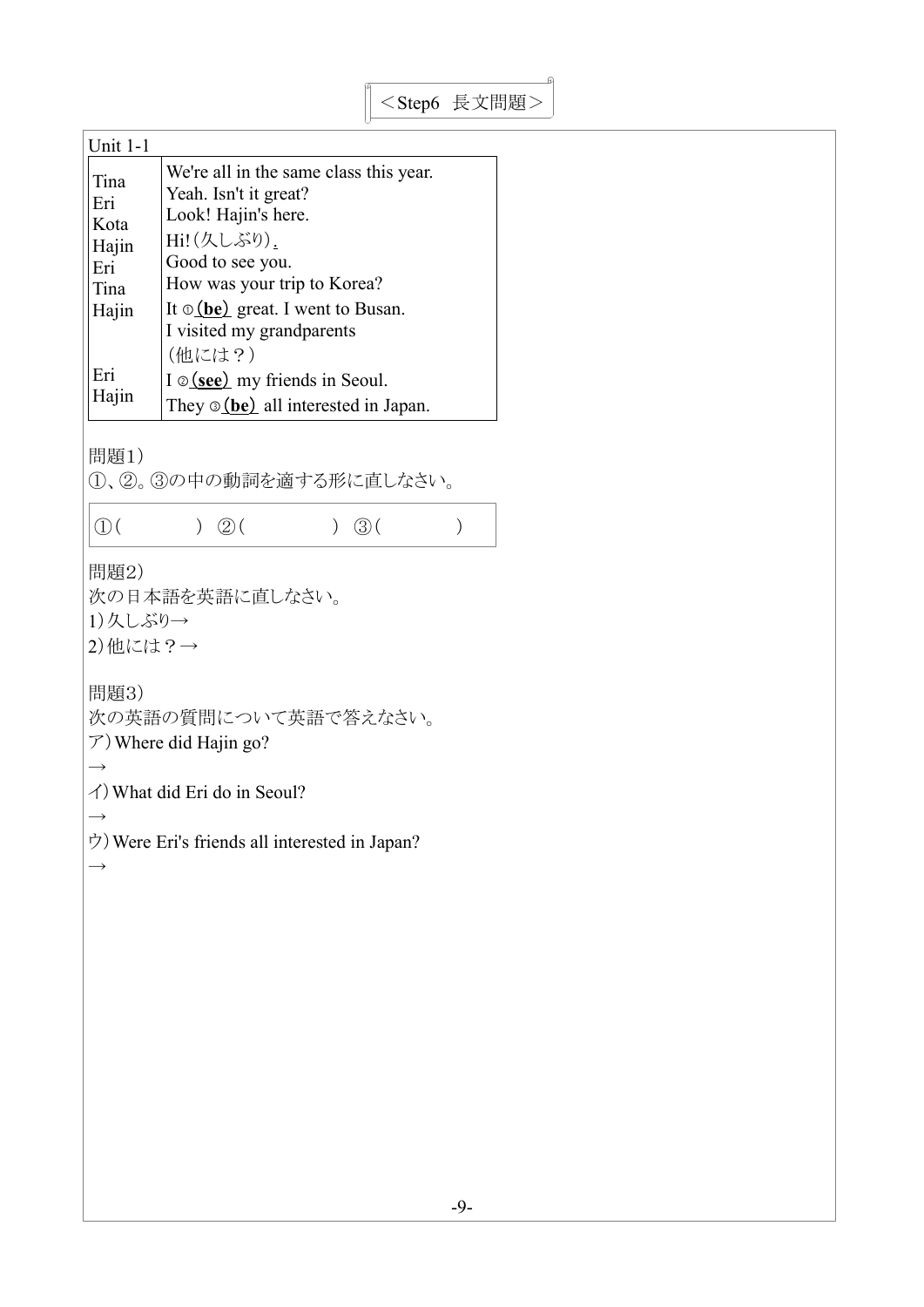# ＜Step6 長文問題＞

Unit 1-1

| | |
|---|---|
| Tina | We're all in the same class this year. |
| Eri | Yeah. Isn't it great? |
| Kota | Look! Hajin's here. |
| Hajin | Hi!（久しぶり）. |
| Eri | Good to see you. |
| Tina | How was your trip to Korea? |
| Hajin | It ①(**be**) great. I went to Busan. I visited my grandparents |
| Eri | （他には？） |
| Hajin | I ②(**see**) my friends in Seoul. They ③(**be**) all interested in Japan. |

問題1）

①、②。③の中の動詞を適する形に直しなさい。

①(　　　　)　②(　　　　)　③(　　　　)

問題2）

次の日本語を英語に直しなさい。

1）久しぶり→

2）他には？→

問題3）

次の英語の質問について英語で答えなさい。

ア）Where did Hajin go?

→

イ）What did Eri do in Seoul?

→

ウ）Were Eri's friends all interested in Japan?

→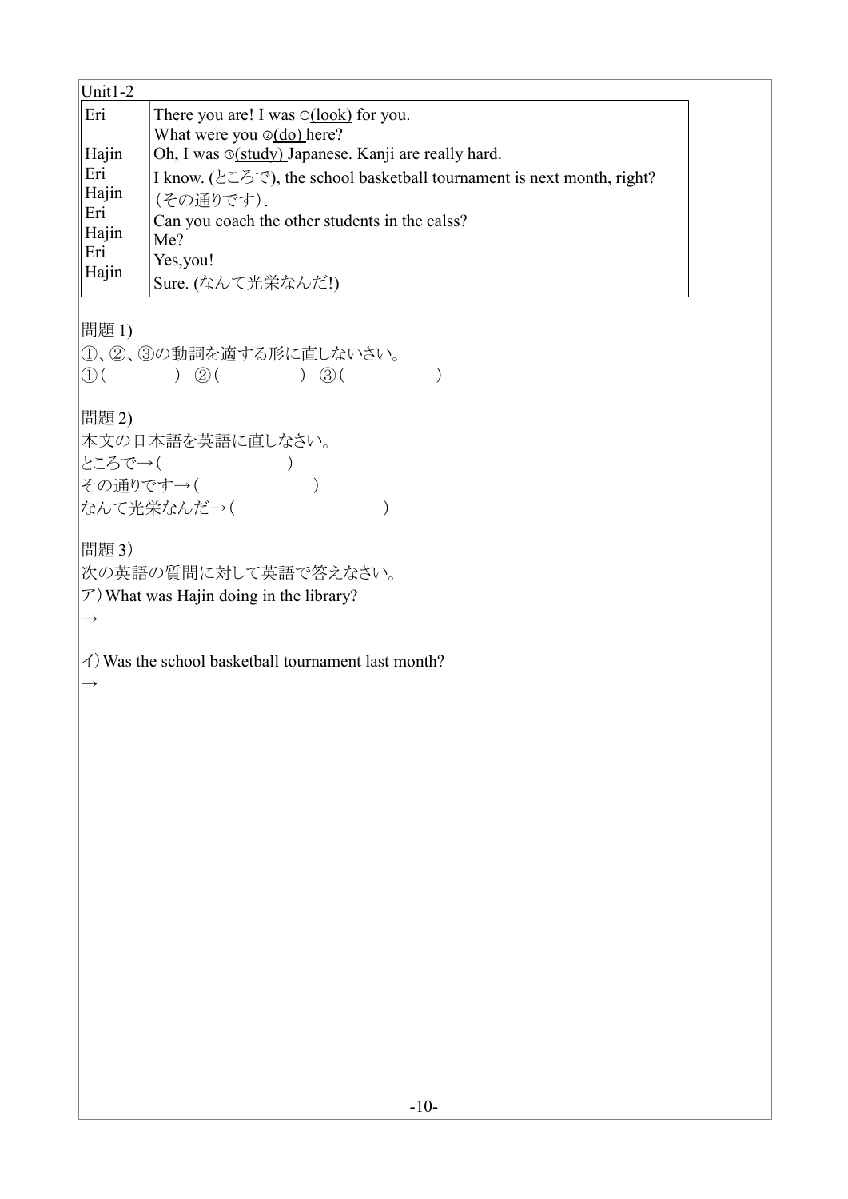Unit1-2

| | |
|---|---|
| Eri | There you are! I was ①(look) for you.<br>What were you ②(do) here? |
| Hajin | Oh, I was ③(study) Japanese. Kanji are really hard. |
| Eri | I know. (ところで), the school basketball tournament is next month, right? |
| Hajin | (その通りです). |
| Eri | Can you coach the other students in the calss? |
| Hajin | Me? |
| Eri | Yes,you! |
| Hajin | Sure. (なんて光栄なんだ!) |

問題 1)

①、②、③の動詞を適する形に直しないさい。

①(　　　　)　②(　　　　)　③(　　　　)

問題 2)

本文の日本語を英語に直しなさい。

ところで→(　　　　　　　　)

その通りです→(　　　　　　　　)

なんて光栄なんだ→(　　　　　　　　)

問題 3)

次の英語の質問に対して英語で答えなさい。

ア) What was Hajin doing in the library?

→

イ) Was the school basketball tournament last month?

→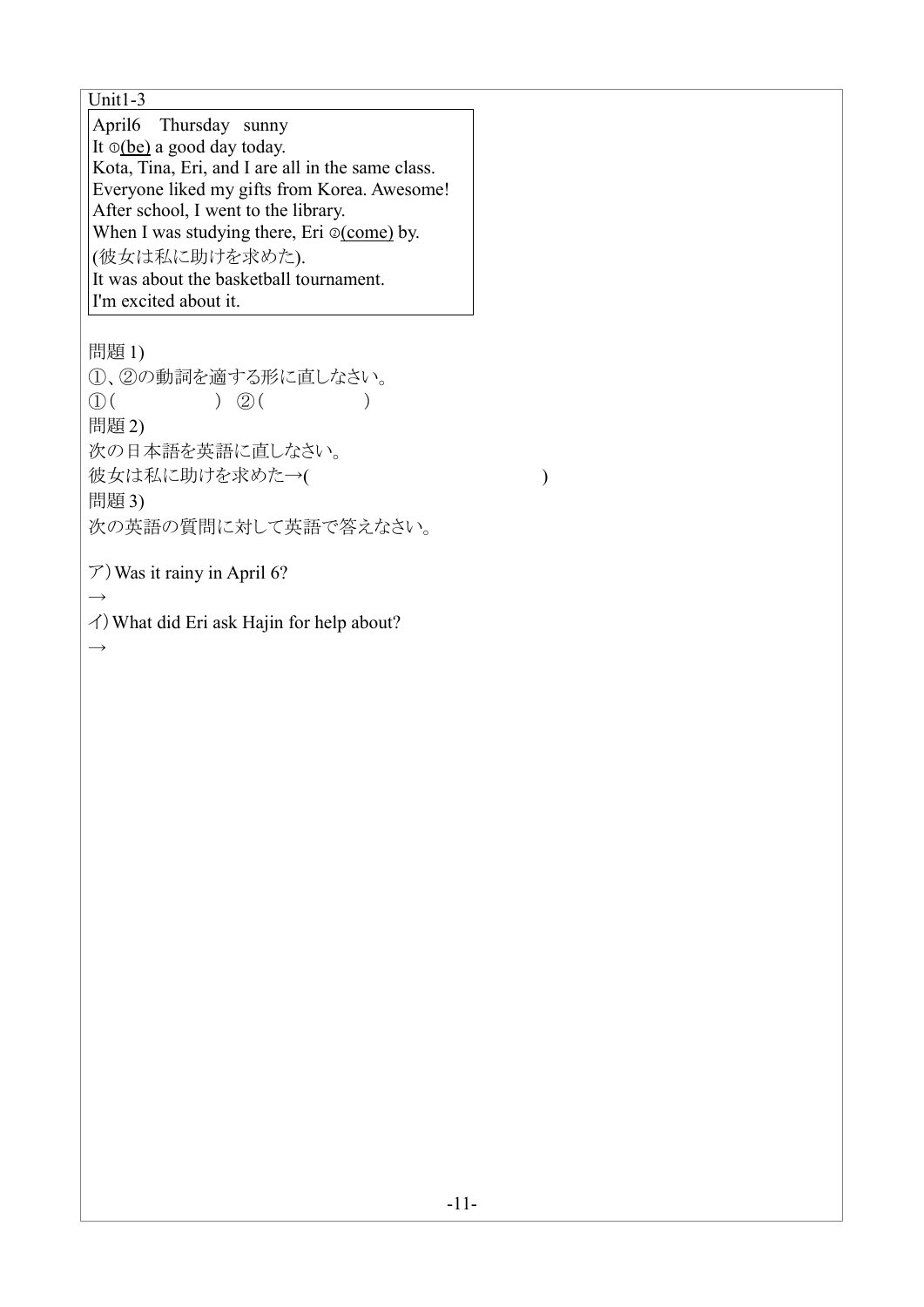Unit1-3

April6　Thursday　sunny
It ①(be) a good day today.
Kota, Tina, Eri, and I are all in the same class.
Everyone liked my gifts from Korea. Awesome!
After school, I went to the library.
When I was studying there, Eri ②(come) by.
(彼女は私に助けを求めた).
It was about the basketball tournament.
I'm excited about it.

問題1)
①、②の動詞を適する形に直しなさい。
①(　　　　　　)　②(　　　　　　)

問題2)
次の日本語を英語に直しなさい。
彼女は私に助けを求めた→(　　　　　　　　　　　　　　　　　　)

問題3)
次の英語の質問に対して英語で答えなさい。

ア) Was it rainy in April 6?
→

イ) What did Eri ask Hajin for help about?
→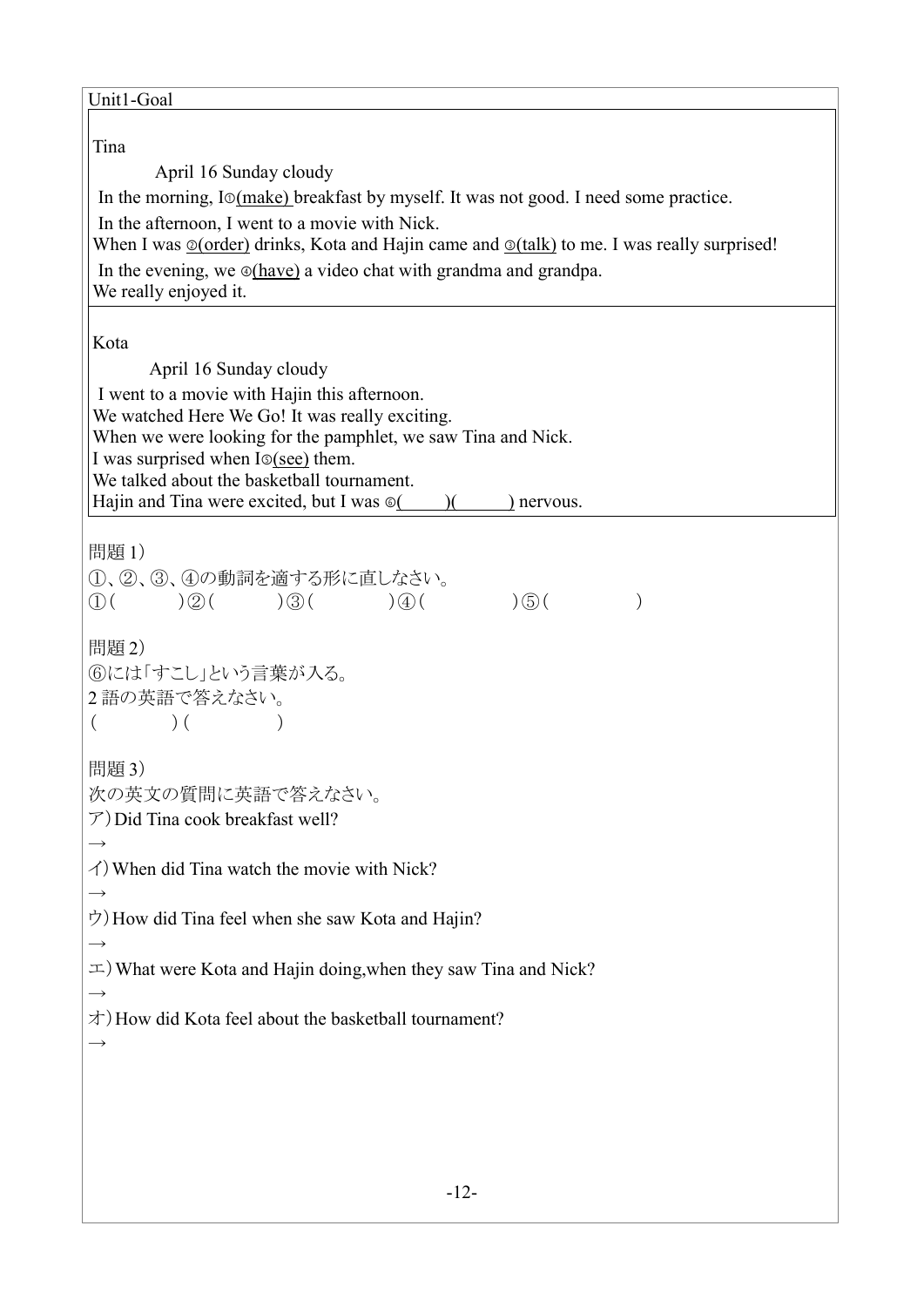Unit1-Goal

Tina

April 16 Sunday cloudy

In the morning, I①(make) breakfast by myself. It was not good. I need some practice.

In the afternoon, I went to a movie with Nick.

When I was ②(order) drinks, Kota and Hajin came and ③(talk) to me. I was really surprised!

In the evening, we ④(have) a video chat with grandma and grandpa.

We really enjoyed it.

Kota

April 16 Sunday cloudy

I went to a movie with Hajin this afternoon.

We watched Here We Go! It was really exciting.

When we were looking for the pamphlet, we saw Tina and Nick.

I was surprised when I⑤(see) them.

We talked about the basketball tournament.

Hajin and Tina were excited, but I was ⑥(　　)(　　) nervous.

問題1）

①、②、③、④の動詞を適する形に直しなさい。

①(　　　)②(　　　)③(　　　)④(　　　)⑤(　　　)

問題2）

⑥には「すこし」という言葉が入る。

2語の英語で答えなさい。

(　　　)(　　　)

問題3）

次の英文の質問に英語で答えなさい。

ア）Did Tina cook breakfast well?

→

イ）When did Tina watch the movie with Nick?

→

ウ）How did Tina feel when she saw Kota and Hajin?

→

エ）What were Kota and Hajin doing,when they saw Tina and Nick?

→

オ）How did Kota feel about the basketball tournament?

→